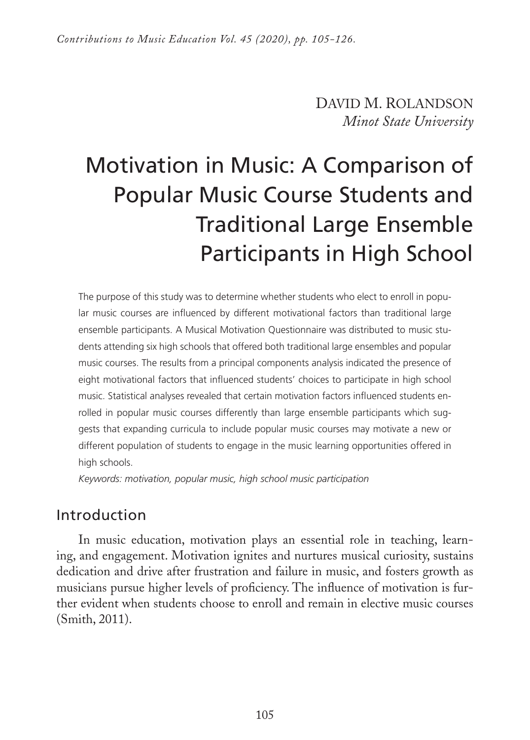DAVID M. ROLANDSON
*Minot State University*

# Motivation in Music: A Comparison of Popular Music Course Students and Traditional Large Ensemble Participants in High School

The purpose of this study was to determine whether students who elect to enroll in popular music courses are influenced by different motivational factors than traditional large ensemble participants. A Musical Motivation Questionnaire was distributed to music students attending six high schools that offered both traditional large ensembles and popular music courses. The results from a principal components analysis indicated the presence of eight motivational factors that influenced students' choices to participate in high school music. Statistical analyses revealed that certain motivation factors influenced students enrolled in popular music courses differently than large ensemble participants which suggests that expanding curricula to include popular music courses may motivate a new or different population of students to engage in the music learning opportunities offered in high schools.

*Keywords: motivation, popular music, high school music participation*

## Introduction

In music education, motivation plays an essential role in teaching, learning, and engagement. Motivation ignites and nurtures musical curiosity, sustains dedication and drive after frustration and failure in music, and fosters growth as musicians pursue higher levels of proficiency. The influence of motivation is further evident when students choose to enroll and remain in elective music courses (Smith, 2011).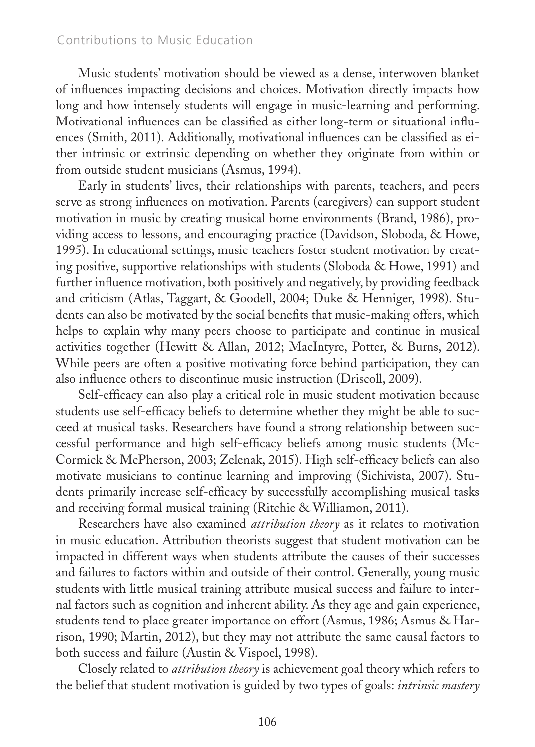Music students' motivation should be viewed as a dense, interwoven blanket of influences impacting decisions and choices. Motivation directly impacts how long and how intensely students will engage in music-learning and performing. Motivational influences can be classified as either long-term or situational influences (Smith, 2011). Additionally, motivational influences can be classified as either intrinsic or extrinsic depending on whether they originate from within or from outside student musicians (Asmus, 1994).

Early in students' lives, their relationships with parents, teachers, and peers serve as strong influences on motivation. Parents (caregivers) can support student motivation in music by creating musical home environments (Brand, 1986), providing access to lessons, and encouraging practice (Davidson, Sloboda, & Howe, 1995). In educational settings, music teachers foster student motivation by creating positive, supportive relationships with students (Sloboda & Howe, 1991) and further influence motivation, both positively and negatively, by providing feedback and criticism (Atlas, Taggart, & Goodell, 2004; Duke & Henniger, 1998). Students can also be motivated by the social benefits that music-making offers, which helps to explain why many peers choose to participate and continue in musical activities together (Hewitt & Allan, 2012; MacIntyre, Potter, & Burns, 2012). While peers are often a positive motivating force behind participation, they can also influence others to discontinue music instruction (Driscoll, 2009).

Self-efficacy can also play a critical role in music student motivation because students use self-efficacy beliefs to determine whether they might be able to succeed at musical tasks. Researchers have found a strong relationship between successful performance and high self-efficacy beliefs among music students (McCormick & McPherson, 2003; Zelenak, 2015). High self-efficacy beliefs can also motivate musicians to continue learning and improving (Sichivista, 2007). Students primarily increase self-efficacy by successfully accomplishing musical tasks and receiving formal musical training (Ritchie & Williamon, 2011).

Researchers have also examined *attribution theory* as it relates to motivation in music education. Attribution theorists suggest that student motivation can be impacted in different ways when students attribute the causes of their successes and failures to factors within and outside of their control. Generally, young music students with little musical training attribute musical success and failure to internal factors such as cognition and inherent ability. As they age and gain experience, students tend to place greater importance on effort (Asmus, 1986; Asmus & Harrison, 1990; Martin, 2012), but they may not attribute the same causal factors to both success and failure (Austin & Vispoel, 1998).

Closely related to *attribution theory* is achievement goal theory which refers to the belief that student motivation is guided by two types of goals: *intrinsic mastery*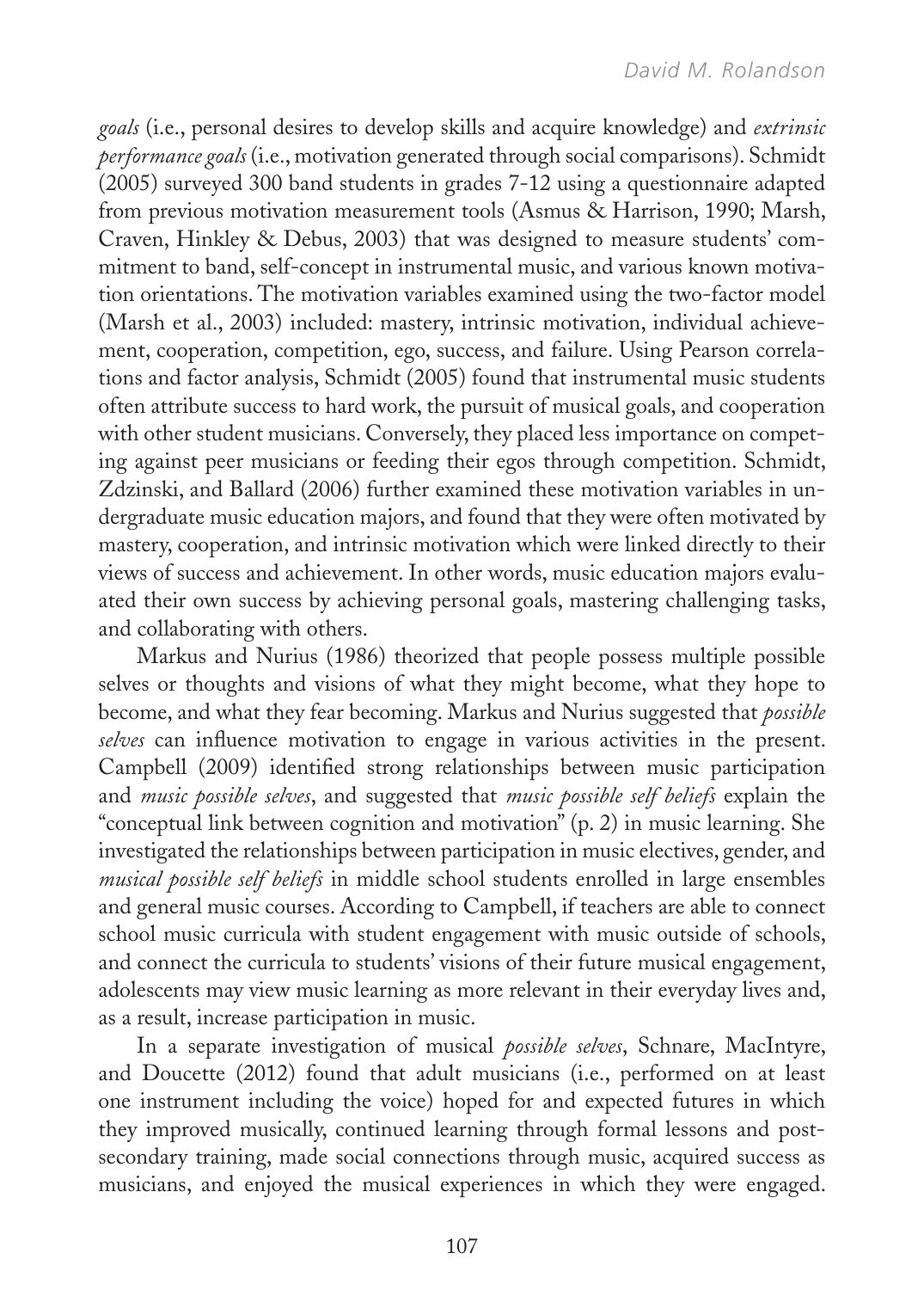*goals* (i.e., personal desires to develop skills and acquire knowledge) and *extrinsic performance goals* (i.e., motivation generated through social comparisons). Schmidt (2005) surveyed 300 band students in grades 7-12 using a questionnaire adapted from previous motivation measurement tools (Asmus & Harrison, 1990; Marsh, Craven, Hinkley & Debus, 2003) that was designed to measure students' commitment to band, self-concept in instrumental music, and various known motivation orientations. The motivation variables examined using the two-factor model (Marsh et al., 2003) included: mastery, intrinsic motivation, individual achievement, cooperation, competition, ego, success, and failure. Using Pearson correlations and factor analysis, Schmidt (2005) found that instrumental music students often attribute success to hard work, the pursuit of musical goals, and cooperation with other student musicians. Conversely, they placed less importance on competing against peer musicians or feeding their egos through competition. Schmidt, Zdzinski, and Ballard (2006) further examined these motivation variables in undergraduate music education majors, and found that they were often motivated by mastery, cooperation, and intrinsic motivation which were linked directly to their views of success and achievement. In other words, music education majors evaluated their own success by achieving personal goals, mastering challenging tasks, and collaborating with others.

Markus and Nurius (1986) theorized that people possess multiple possible selves or thoughts and visions of what they might become, what they hope to become, and what they fear becoming. Markus and Nurius suggested that *possible selves* can influence motivation to engage in various activities in the present. Campbell (2009) identified strong relationships between music participation and *music possible selves*, and suggested that *music possible self beliefs* explain the "conceptual link between cognition and motivation" (p. 2) in music learning. She investigated the relationships between participation in music electives, gender, and *musical possible self beliefs* in middle school students enrolled in large ensembles and general music courses. According to Campbell, if teachers are able to connect school music curricula with student engagement with music outside of schools, and connect the curricula to students' visions of their future musical engagement, adolescents may view music learning as more relevant in their everyday lives and, as a result, increase participation in music.

In a separate investigation of musical *possible selves*, Schnare, MacIntyre, and Doucette (2012) found that adult musicians (i.e., performed on at least one instrument including the voice) hoped for and expected futures in which they improved musically, continued learning through formal lessons and post-secondary training, made social connections through music, acquired success as musicians, and enjoyed the musical experiences in which they were engaged.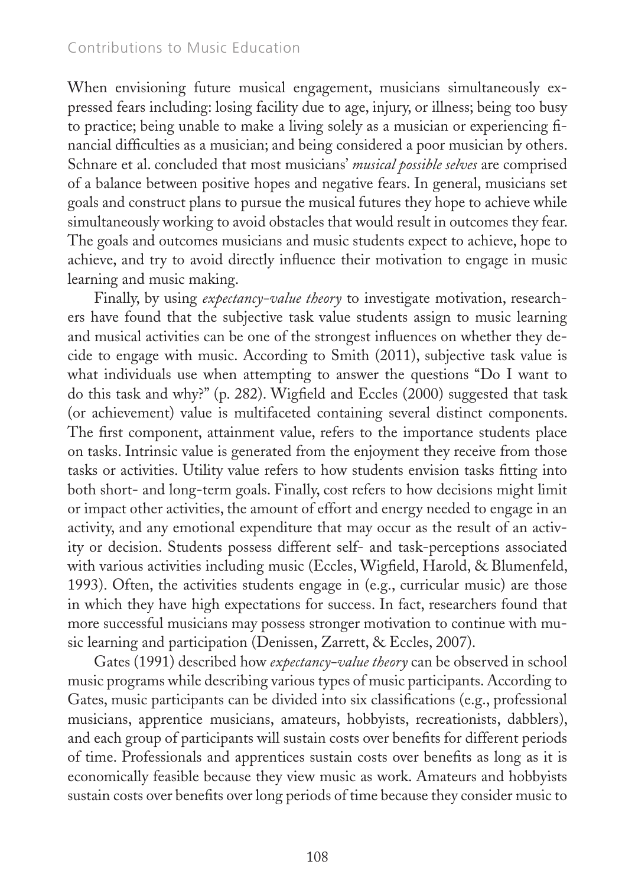When envisioning future musical engagement, musicians simultaneously expressed fears including: losing facility due to age, injury, or illness; being too busy to practice; being unable to make a living solely as a musician or experiencing financial difficulties as a musician; and being considered a poor musician by others. Schnare et al. concluded that most musicians' *musical possible selves* are comprised of a balance between positive hopes and negative fears. In general, musicians set goals and construct plans to pursue the musical futures they hope to achieve while simultaneously working to avoid obstacles that would result in outcomes they fear. The goals and outcomes musicians and music students expect to achieve, hope to achieve, and try to avoid directly influence their motivation to engage in music learning and music making.

Finally, by using *expectancy-value theory* to investigate motivation, researchers have found that the subjective task value students assign to music learning and musical activities can be one of the strongest influences on whether they decide to engage with music. According to Smith (2011), subjective task value is what individuals use when attempting to answer the questions "Do I want to do this task and why?" (p. 282). Wigfield and Eccles (2000) suggested that task (or achievement) value is multifaceted containing several distinct components. The first component, attainment value, refers to the importance students place on tasks. Intrinsic value is generated from the enjoyment they receive from those tasks or activities. Utility value refers to how students envision tasks fitting into both short- and long-term goals. Finally, cost refers to how decisions might limit or impact other activities, the amount of effort and energy needed to engage in an activity, and any emotional expenditure that may occur as the result of an activity or decision. Students possess different self- and task-perceptions associated with various activities including music (Eccles, Wigfield, Harold, & Blumenfeld, 1993). Often, the activities students engage in (e.g., curricular music) are those in which they have high expectations for success. In fact, researchers found that more successful musicians may possess stronger motivation to continue with music learning and participation (Denissen, Zarrett, & Eccles, 2007).

Gates (1991) described how *expectancy-value theory* can be observed in school music programs while describing various types of music participants. According to Gates, music participants can be divided into six classifications (e.g., professional musicians, apprentice musicians, amateurs, hobbyists, recreationists, dabblers), and each group of participants will sustain costs over benefits for different periods of time. Professionals and apprentices sustain costs over benefits as long as it is economically feasible because they view music as work. Amateurs and hobbyists sustain costs over benefits over long periods of time because they consider music to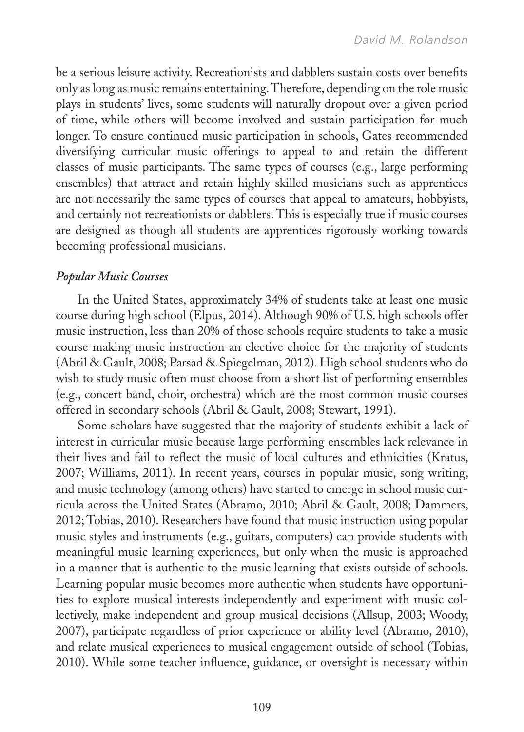be a serious leisure activity. Recreationists and dabblers sustain costs over benefits only as long as music remains entertaining. Therefore, depending on the role music plays in students' lives, some students will naturally dropout over a given period of time, while others will become involved and sustain participation for much longer. To ensure continued music participation in schools, Gates recommended diversifying curricular music offerings to appeal to and retain the different classes of music participants. The same types of courses (e.g., large performing ensembles) that attract and retain highly skilled musicians such as apprentices are not necessarily the same types of courses that appeal to amateurs, hobbyists, and certainly not recreationists or dabblers. This is especially true if music courses are designed as though all students are apprentices rigorously working towards becoming professional musicians.

### *Popular Music Courses*

In the United States, approximately 34% of students take at least one music course during high school (Elpus, 2014). Although 90% of U.S. high schools offer music instruction, less than 20% of those schools require students to take a music course making music instruction an elective choice for the majority of students (Abril & Gault, 2008; Parsad & Spiegelman, 2012). High school students who do wish to study music often must choose from a short list of performing ensembles (e.g., concert band, choir, orchestra) which are the most common music courses offered in secondary schools (Abril & Gault, 2008; Stewart, 1991).

Some scholars have suggested that the majority of students exhibit a lack of interest in curricular music because large performing ensembles lack relevance in their lives and fail to reflect the music of local cultures and ethnicities (Kratus, 2007; Williams, 2011). In recent years, courses in popular music, song writing, and music technology (among others) have started to emerge in school music curricula across the United States (Abramo, 2010; Abril & Gault, 2008; Dammers, 2012; Tobias, 2010). Researchers have found that music instruction using popular music styles and instruments (e.g., guitars, computers) can provide students with meaningful music learning experiences, but only when the music is approached in a manner that is authentic to the music learning that exists outside of schools. Learning popular music becomes more authentic when students have opportunities to explore musical interests independently and experiment with music collectively, make independent and group musical decisions (Allsup, 2003; Woody, 2007), participate regardless of prior experience or ability level (Abramo, 2010), and relate musical experiences to musical engagement outside of school (Tobias, 2010). While some teacher influence, guidance, or oversight is necessary within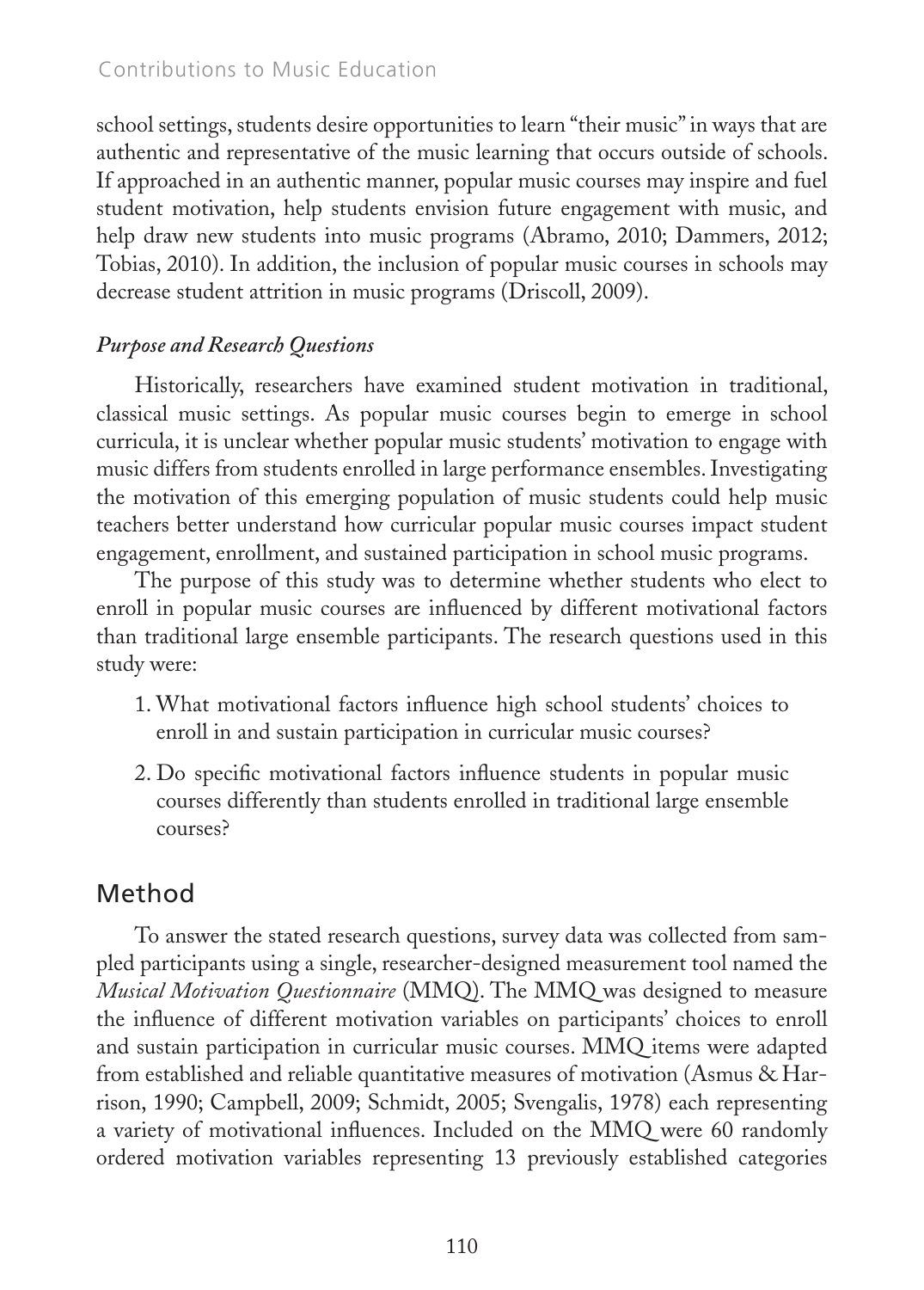school settings, students desire opportunities to learn "their music" in ways that are authentic and representative of the music learning that occurs outside of schools. If approached in an authentic manner, popular music courses may inspire and fuel student motivation, help students envision future engagement with music, and help draw new students into music programs (Abramo, 2010; Dammers, 2012; Tobias, 2010). In addition, the inclusion of popular music courses in schools may decrease student attrition in music programs (Driscoll, 2009).

### *Purpose and Research Questions*

Historically, researchers have examined student motivation in traditional, classical music settings. As popular music courses begin to emerge in school curricula, it is unclear whether popular music students' motivation to engage with music differs from students enrolled in large performance ensembles. Investigating the motivation of this emerging population of music students could help music teachers better understand how curricular popular music courses impact student engagement, enrollment, and sustained participation in school music programs.

The purpose of this study was to determine whether students who elect to enroll in popular music courses are influenced by different motivational factors than traditional large ensemble participants. The research questions used in this study were:

1. What motivational factors influence high school students' choices to enroll in and sustain participation in curricular music courses?
2. Do specific motivational factors influence students in popular music courses differently than students enrolled in traditional large ensemble courses?

## Method

To answer the stated research questions, survey data was collected from sampled participants using a single, researcher-designed measurement tool named the *Musical Motivation Questionnaire* (MMQ). The MMQ was designed to measure the influence of different motivation variables on participants' choices to enroll and sustain participation in curricular music courses. MMQ items were adapted from established and reliable quantitative measures of motivation (Asmus & Harrison, 1990; Campbell, 2009; Schmidt, 2005; Svengalis, 1978) each representing a variety of motivational influences. Included on the MMQ were 60 randomly ordered motivation variables representing 13 previously established categories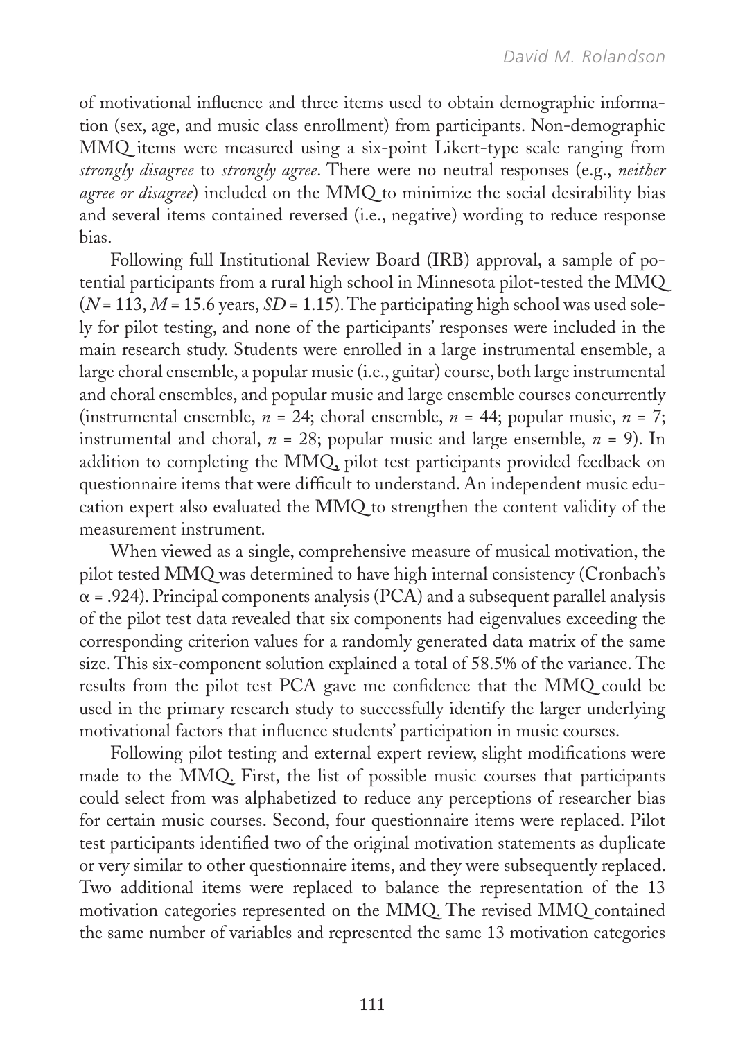of motivational influence and three items used to obtain demographic information (sex, age, and music class enrollment) from participants. Non-demographic MMQ items were measured using a six-point Likert-type scale ranging from *strongly disagree* to *strongly agree*. There were no neutral responses (e.g., *neither agree or disagree*) included on the MMQ to minimize the social desirability bias and several items contained reversed (i.e., negative) wording to reduce response bias.

Following full Institutional Review Board (IRB) approval, a sample of potential participants from a rural high school in Minnesota pilot-tested the MMQ ($N$ = 113, $M$ = 15.6 years, $SD$ = 1.15). The participating high school was used solely for pilot testing, and none of the participants' responses were included in the main research study. Students were enrolled in a large instrumental ensemble, a large choral ensemble, a popular music (i.e., guitar) course, both large instrumental and choral ensembles, and popular music and large ensemble courses concurrently (instrumental ensemble, $n$ = 24; choral ensemble, $n$ = 44; popular music, $n$ = 7; instrumental and choral, $n$ = 28; popular music and large ensemble, $n$ = 9). In addition to completing the MMQ, pilot test participants provided feedback on questionnaire items that were difficult to understand. An independent music education expert also evaluated the MMQ to strengthen the content validity of the measurement instrument.

When viewed as a single, comprehensive measure of musical motivation, the pilot tested MMQ was determined to have high internal consistency (Cronbach's $\alpha$ = .924). Principal components analysis (PCA) and a subsequent parallel analysis of the pilot test data revealed that six components had eigenvalues exceeding the corresponding criterion values for a randomly generated data matrix of the same size. This six-component solution explained a total of 58.5% of the variance. The results from the pilot test PCA gave me confidence that the MMQ could be used in the primary research study to successfully identify the larger underlying motivational factors that influence students' participation in music courses.

Following pilot testing and external expert review, slight modifications were made to the MMQ. First, the list of possible music courses that participants could select from was alphabetized to reduce any perceptions of researcher bias for certain music courses. Second, four questionnaire items were replaced. Pilot test participants identified two of the original motivation statements as duplicate or very similar to other questionnaire items, and they were subsequently replaced. Two additional items were replaced to balance the representation of the 13 motivation categories represented on the MMQ. The revised MMQ contained the same number of variables and represented the same 13 motivation categories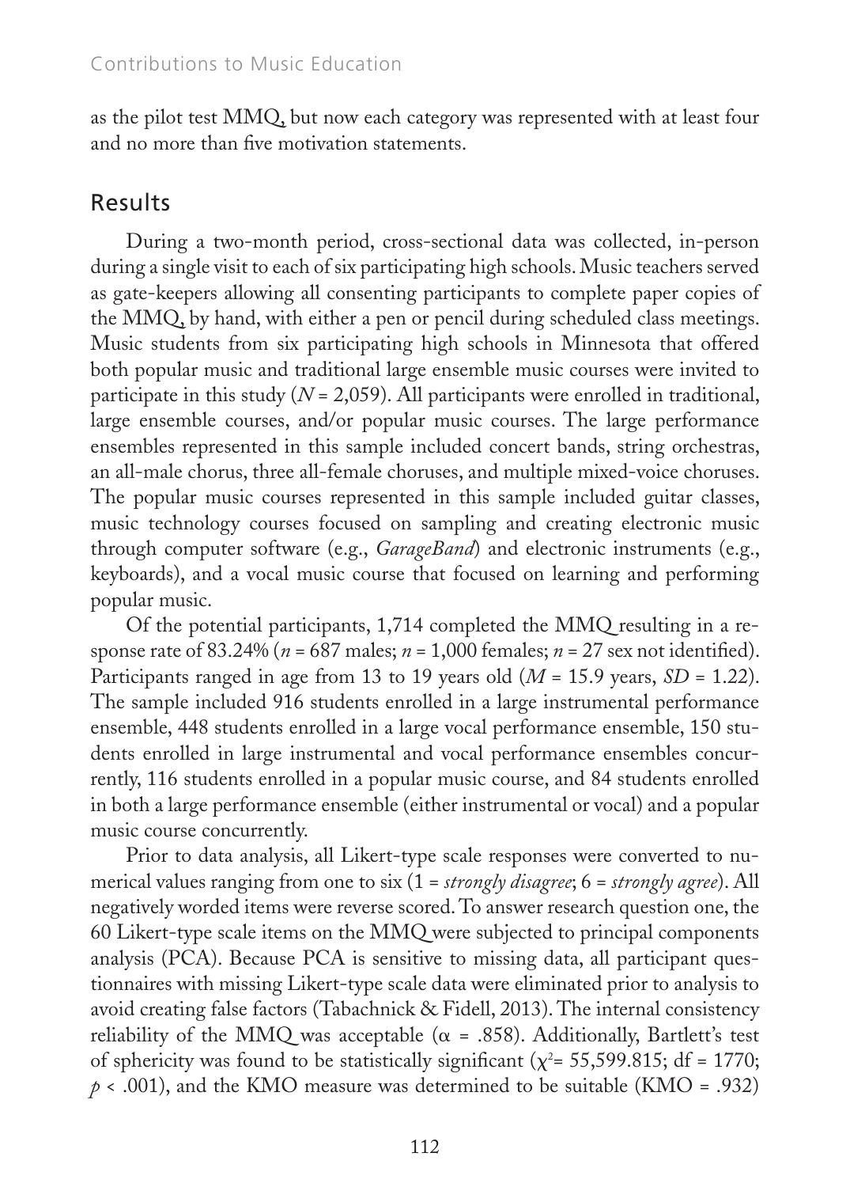as the pilot test MMQ, but now each category was represented with at least four and no more than five motivation statements.

## Results

During a two-month period, cross-sectional data was collected, in-person during a single visit to each of six participating high schools. Music teachers served as gate-keepers allowing all consenting participants to complete paper copies of the MMQ, by hand, with either a pen or pencil during scheduled class meetings. Music students from six participating high schools in Minnesota that offered both popular music and traditional large ensemble music courses were invited to participate in this study ($N$ = 2,059). All participants were enrolled in traditional, large ensemble courses, and/or popular music courses. The large performance ensembles represented in this sample included concert bands, string orchestras, an all-male chorus, three all-female choruses, and multiple mixed-voice choruses. The popular music courses represented in this sample included guitar classes, music technology courses focused on sampling and creating electronic music through computer software (e.g., *GarageBand*) and electronic instruments (e.g., keyboards), and a vocal music course that focused on learning and performing popular music.

Of the potential participants, 1,714 completed the MMQ resulting in a response rate of 83.24% ($n$ = 687 males; $n$ = 1,000 females; $n$ = 27 sex not identified). Participants ranged in age from 13 to 19 years old ($M$ = 15.9 years, $SD$ = 1.22). The sample included 916 students enrolled in a large instrumental performance ensemble, 448 students enrolled in a large vocal performance ensemble, 150 students enrolled in large instrumental and vocal performance ensembles concurrently, 116 students enrolled in a popular music course, and 84 students enrolled in both a large performance ensemble (either instrumental or vocal) and a popular music course concurrently.

Prior to data analysis, all Likert-type scale responses were converted to numerical values ranging from one to six (1 = *strongly disagree*; 6 = *strongly agree*). All negatively worded items were reverse scored. To answer research question one, the 60 Likert-type scale items on the MMQ were subjected to principal components analysis (PCA). Because PCA is sensitive to missing data, all participant questionnaires with missing Likert-type scale data were eliminated prior to analysis to avoid creating false factors (Tabachnick & Fidell, 2013). The internal consistency reliability of the MMQ was acceptable ($\alpha$ = .858). Additionally, Bartlett's test of sphericity was found to be statistically significant ($\chi^2$= 55,599.815; df = 1770; $p$ < .001), and the KMO measure was determined to be suitable (KMO = .932)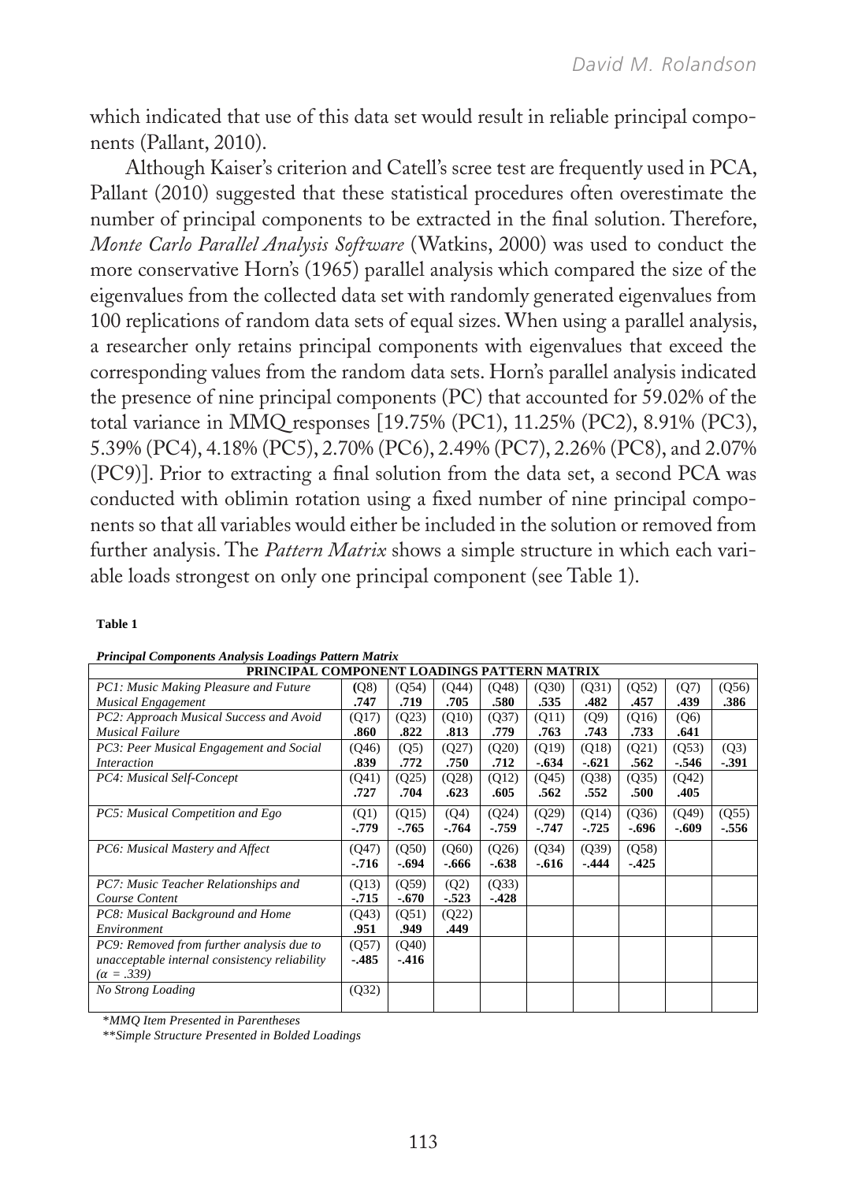which indicated that use of this data set would result in reliable principal components (Pallant, 2010).

Although Kaiser's criterion and Catell's scree test are frequently used in PCA, Pallant (2010) suggested that these statistical procedures often overestimate the number of principal components to be extracted in the final solution. Therefore, *Monte Carlo Parallel Analysis Software* (Watkins, 2000) was used to conduct the more conservative Horn's (1965) parallel analysis which compared the size of the eigenvalues from the collected data set with randomly generated eigenvalues from 100 replications of random data sets of equal sizes. When using a parallel analysis, a researcher only retains principal components with eigenvalues that exceed the corresponding values from the random data sets. Horn's parallel analysis indicated the presence of nine principal components (PC) that accounted for 59.02% of the total variance in MMQ responses [19.75% (PC1), 11.25% (PC2), 8.91% (PC3), 5.39% (PC4), 4.18% (PC5), 2.70% (PC6), 2.49% (PC7), 2.26% (PC8), and 2.07% (PC9)]. Prior to extracting a final solution from the data set, a second PCA was conducted with oblimin rotation using a fixed number of nine principal components so that all variables would either be included in the solution or removed from further analysis. The *Pattern Matrix* shows a simple structure in which each variable loads strongest on only one principal component (see Table 1).

**Table 1**

***Principal Components Analysis Loadings Pattern Matrix***

| PRINCIPAL COMPONENT LOADINGS PATTERN MATRIX | | | | | | | | | |
|---|---|---|---|---|---|---|---|---|---|
| *PC1: Music Making Pleasure and Future Musical Engagement* | (Q8) **.747** | (Q54) **.719** | (Q44) **.705** | (Q48) **.580** | (Q30) **.535** | (Q31) **.482** | (Q52) **.457** | (Q7) **.439** | (Q56) **.386** |
| *PC2: Approach Musical Success and Avoid Musical Failure* | (Q17) **.860** | (Q23) **.822** | (Q10) **.813** | (Q37) **.779** | (Q11) **.763** | (Q9) **.743** | (Q16) **.733** | (Q6) **.641** | |
| *PC3: Peer Musical Engagement and Social Interaction* | (Q46) **.839** | (Q5) **.772** | (Q27) **.750** | (Q20) **.712** | (Q19) **-.634** | (Q18) **-.621** | (Q21) **.562** | (Q53) **-.546** | (Q3) **-.391** |
| *PC4: Musical Self-Concept* | (Q41) **.727** | (Q25) **.704** | (Q28) **.623** | (Q12) **.605** | (Q45) **.562** | (Q38) **.552** | (Q35) **.500** | (Q42) **.405** | |
| *PC5: Musical Competition and Ego* | (Q1) **-.779** | (Q15) **-.765** | (Q4) **-.764** | (Q24) **-.759** | (Q29) **-.747** | (Q14) **-.725** | (Q36) **-.696** | (Q49) **-.609** | (Q55) **-.556** |
| *PC6: Musical Mastery and Affect* | (Q47) **-.716** | (Q50) **-.694** | (Q60) **-.666** | (Q26) **-.638** | (Q34) **-.616** | (Q39) **-.444** | (Q58) **-.425** | | |
| *PC7: Music Teacher Relationships and Course Content* | (Q13) **-.715** | (Q59) **-.670** | (Q2) **-.523** | (Q33) **-.428** | | | | | |
| *PC8: Musical Background and Home Environment* | (Q43) **.951** | (Q51) **.949** | (Q22) **.449** | | | | | | |
| *PC9: Removed from further analysis due to unacceptable internal consistency reliability (α = .339)* | (Q57) **-.485** | (Q40) **-.416** | | | | | | | |
| *No Strong Loading* | (Q32) | | | | | | | | |

*\*MMQ Item Presented in Parentheses*

*\*\*Simple Structure Presented in Bolded Loadings*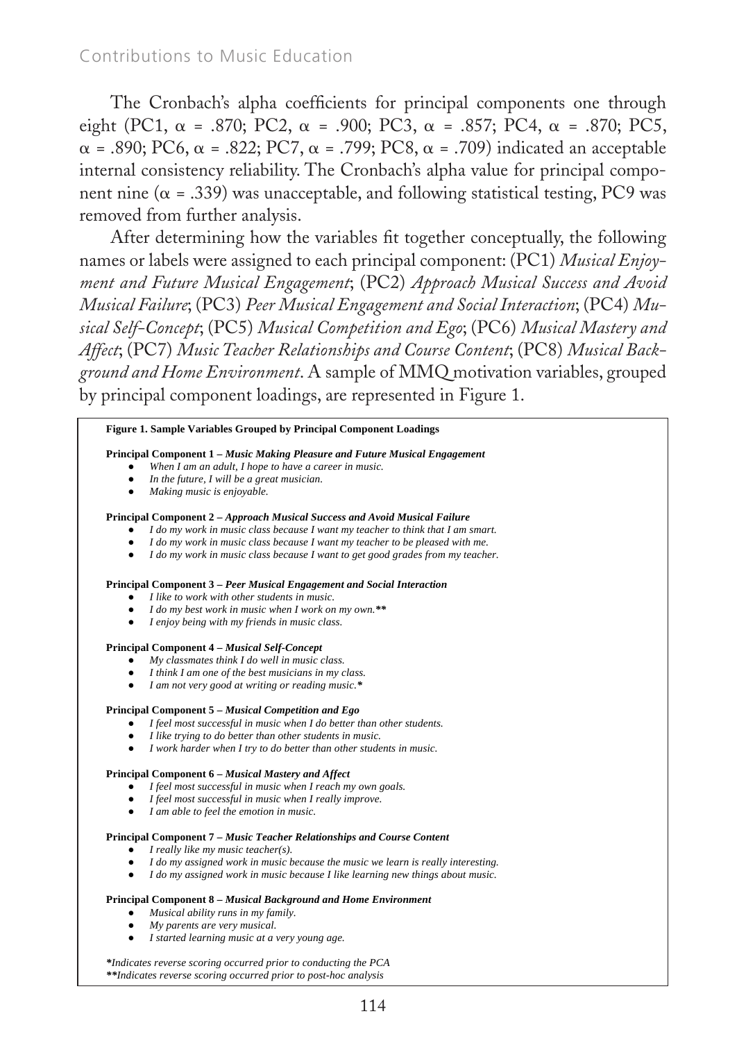The Cronbach's alpha coefficients for principal components one through eight (PC1, $\alpha$ = .870; PC2, $\alpha$ = .900; PC3, $\alpha$ = .857; PC4, $\alpha$ = .870; PC5, $\alpha$ = .890; PC6, $\alpha$ = .822; PC7, $\alpha$ = .799; PC8, $\alpha$ = .709) indicated an acceptable internal consistency reliability. The Cronbach's alpha value for principal component nine ($\alpha$ = .339) was unacceptable, and following statistical testing, PC9 was removed from further analysis.

After determining how the variables fit together conceptually, the following names or labels were assigned to each principal component: (PC1) *Musical Enjoyment and Future Musical Engagement*; (PC2) *Approach Musical Success and Avoid Musical Failure*; (PC3) *Peer Musical Engagement and Social Interaction*; (PC4) *Musical Self-Concept*; (PC5) *Musical Competition and Ego*; (PC6) *Musical Mastery and Affect*; (PC7) *Music Teacher Relationships and Course Content*; (PC8) *Musical Background and Home Environment*. A sample of MMQ motivation variables, grouped by principal component loadings, are represented in Figure 1.

**Figure 1. Sample Variables Grouped by Principal Component Loadings**

**Principal Component 1 – *Music Making Pleasure and Future Musical Engagement***
- *When I am an adult, I hope to have a career in music.*
- *In the future, I will be a great musician.*
- *Making music is enjoyable.*

**Principal Component 2 – *Approach Musical Success and Avoid Musical Failure***
- *I do my work in music class because I want my teacher to think that I am smart.*
- *I do my work in music class because I want my teacher to be pleased with me.*
- *I do my work in music class because I want to get good grades from my teacher.*

**Principal Component 3 – *Peer Musical Engagement and Social Interaction***
- *I like to work with other students in music.*
- *I do my best work in music when I work on my own.***
- *I enjoy being with my friends in music class.*

**Principal Component 4 – *Musical Self-Concept***
- *My classmates think I do well in music class.*
- *I think I am one of the best musicians in my class.*
- *I am not very good at writing or reading music.**

**Principal Component 5 – *Musical Competition and Ego***
- *I feel most successful in music when I do better than other students.*
- *I like trying to do better than other students in music.*
- *I work harder when I try to do better than other students in music.*

**Principal Component 6 – *Musical Mastery and Affect***
- *I feel most successful in music when I reach my own goals.*
- *I feel most successful in music when I really improve.*
- *I am able to feel the emotion in music.*

**Principal Component 7 – *Music Teacher Relationships and Course Content***
- *I really like my music teacher(s).*
- *I do my assigned work in music because the music we learn is really interesting.*
- *I do my assigned work in music because I like learning new things about music.*

**Principal Component 8 – *Musical Background and Home Environment***
- *Musical ability runs in my family.*
- *My parents are very musical.*
- *I started learning music at a very young age.*

**Indicates reverse scoring occurred prior to conducting the PCA*

***Indicates reverse scoring occurred prior to post-hoc analysis*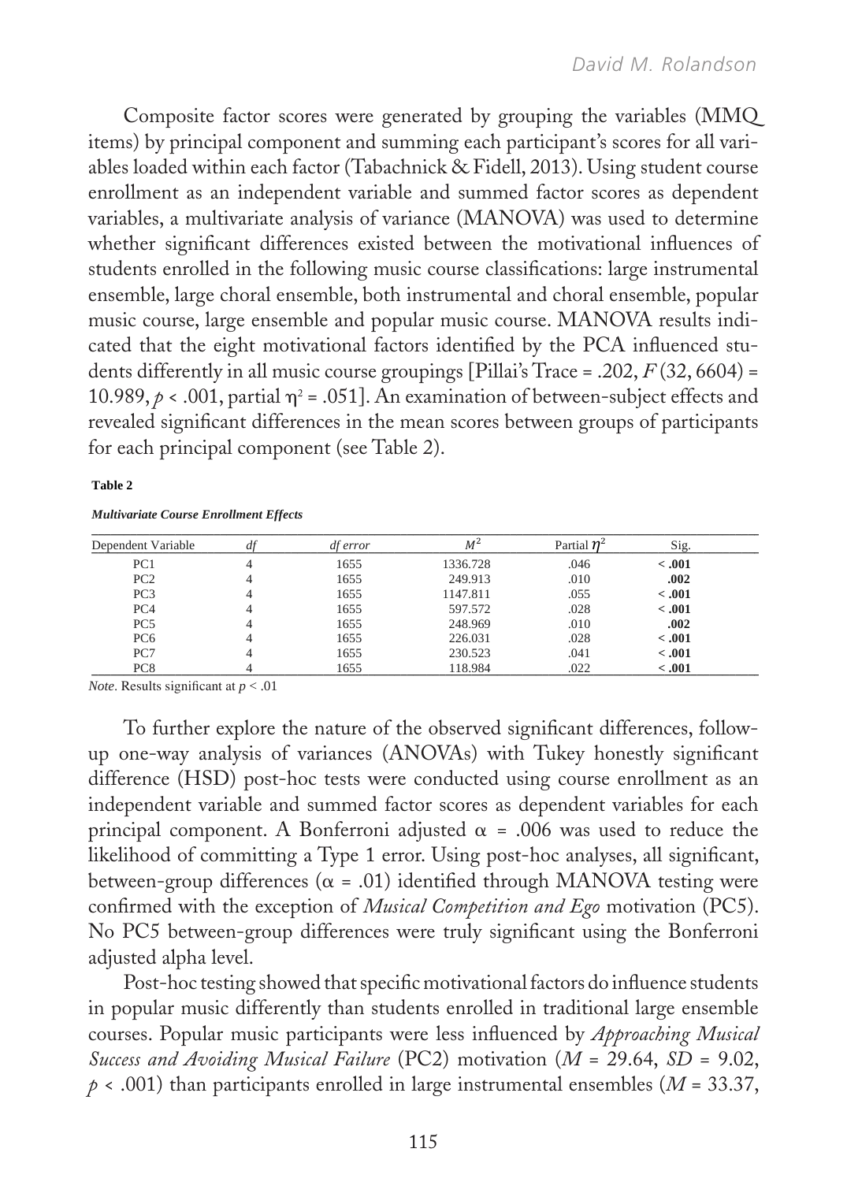Composite factor scores were generated by grouping the variables (MMQ items) by principal component and summing each participant's scores for all variables loaded within each factor (Tabachnick & Fidell, 2013). Using student course enrollment as an independent variable and summed factor scores as dependent variables, a multivariate analysis of variance (MANOVA) was used to determine whether significant differences existed between the motivational influences of students enrolled in the following music course classifications: large instrumental ensemble, large choral ensemble, both instrumental and choral ensemble, popular music course, large ensemble and popular music course. MANOVA results indicated that the eight motivational factors identified by the PCA influenced students differently in all music course groupings [Pillai's Trace = .202, $F$ (32, 6604) = 10.989, $p < .001$, partial $\eta^2 = .051$]. An examination of between-subject effects and revealed significant differences in the mean scores between groups of participants for each principal component (see Table 2).

**Table 2**

***Multivariate Course Enrollment Effects***

| Dependent Variable | *df* | *df error* | $M^2$ | Partial $\eta^2$ | Sig. |
|---|---|---|---|---|---|
| PC1 | 4 | 1655 | 1336.728 | .046 | **< .001** |
| PC2 | 4 | 1655 | 249.913 | .010 | **.002** |
| PC3 | 4 | 1655 | 1147.811 | .055 | **< .001** |
| PC4 | 4 | 1655 | 597.572 | .028 | **< .001** |
| PC5 | 4 | 1655 | 248.969 | .010 | **.002** |
| PC6 | 4 | 1655 | 226.031 | .028 | **< .001** |
| PC7 | 4 | 1655 | 230.523 | .041 | **< .001** |
| PC8 | 4 | 1655 | 118.984 | .022 | **< .001** |

*Note*. Results significant at $p < .01$

To further explore the nature of the observed significant differences, follow-up one-way analysis of variances (ANOVAs) with Tukey honestly significant difference (HSD) post-hoc tests were conducted using course enrollment as an independent variable and summed factor scores as dependent variables for each principal component. A Bonferroni adjusted $\alpha = .006$ was used to reduce the likelihood of committing a Type 1 error. Using post-hoc analyses, all significant, between-group differences ($\alpha = .01$) identified through MANOVA testing were confirmed with the exception of *Musical Competition and Ego* motivation (PC5). No PC5 between-group differences were truly significant using the Bonferroni adjusted alpha level.

Post-hoc testing showed that specific motivational factors do influence students in popular music differently than students enrolled in traditional large ensemble courses. Popular music participants were less influenced by *Approaching Musical Success and Avoiding Musical Failure* (PC2) motivation ($M = 29.64$, $SD = 9.02$, $p < .001$) than participants enrolled in large instrumental ensembles ($M = 33.37$,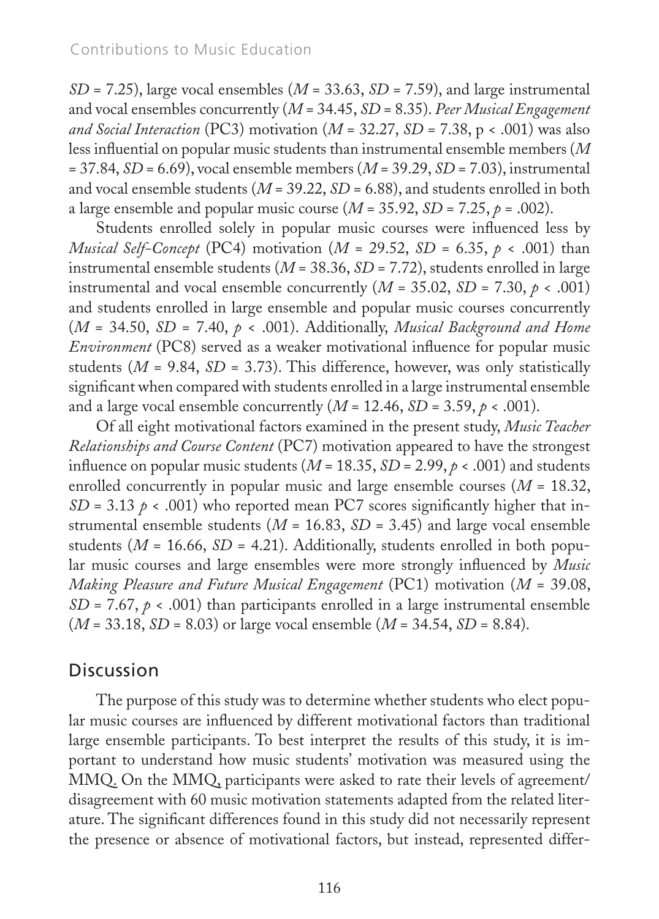$SD$ = 7.25), large vocal ensembles ($M$ = 33.63, $SD$ = 7.59), and large instrumental and vocal ensembles concurrently ($M$ = 34.45, $SD$ = 8.35). *Peer Musical Engagement and Social Interaction* (PC3) motivation ($M$ = 32.27, $SD$ = 7.38, $p < .001$) was also less influential on popular music students than instrumental ensemble members ($M$ = 37.84, $SD$ = 6.69), vocal ensemble members ($M$ = 39.29, $SD$ = 7.03), instrumental and vocal ensemble students ($M$ = 39.22, $SD$ = 6.88), and students enrolled in both a large ensemble and popular music course ($M$ = 35.92, $SD$ = 7.25, $p$ = .002).

Students enrolled solely in popular music courses were influenced less by *Musical Self-Concept* (PC4) motivation ($M$ = 29.52, $SD$ = 6.35, $p < .001$) than instrumental ensemble students ($M$ = 38.36, $SD$ = 7.72), students enrolled in large instrumental and vocal ensemble concurrently ($M$ = 35.02, $SD$ = 7.30, $p < .001$) and students enrolled in large ensemble and popular music courses concurrently ($M$ = 34.50, $SD$ = 7.40, $p < .001$). Additionally, *Musical Background and Home Environment* (PC8) served as a weaker motivational influence for popular music students ($M$ = 9.84, $SD$ = 3.73). This difference, however, was only statistically significant when compared with students enrolled in a large instrumental ensemble and a large vocal ensemble concurrently ($M$ = 12.46, $SD$ = 3.59, $p < .001$).

Of all eight motivational factors examined in the present study, *Music Teacher Relationships and Course Content* (PC7) motivation appeared to have the strongest influence on popular music students ($M$ = 18.35, $SD$ = 2.99, $p < .001$) and students enrolled concurrently in popular music and large ensemble courses ($M$ = 18.32, $SD$ = 3.13 $p < .001$) who reported mean PC7 scores significantly higher that instrumental ensemble students ($M$ = 16.83, $SD$ = 3.45) and large vocal ensemble students ($M$ = 16.66, $SD$ = 4.21). Additionally, students enrolled in both popular music courses and large ensembles were more strongly influenced by *Music Making Pleasure and Future Musical Engagement* (PC1) motivation ($M$ = 39.08, $SD$ = 7.67, $p < .001$) than participants enrolled in a large instrumental ensemble ($M$ = 33.18, $SD$ = 8.03) or large vocal ensemble ($M$ = 34.54, $SD$ = 8.84).

## Discussion

The purpose of this study was to determine whether students who elect popular music courses are influenced by different motivational factors than traditional large ensemble participants. To best interpret the results of this study, it is important to understand how music students' motivation was measured using the MMQ. On the MMQ, participants were asked to rate their levels of agreement/disagreement with 60 music motivation statements adapted from the related literature. The significant differences found in this study did not necessarily represent the presence or absence of motivational factors, but instead, represented differ-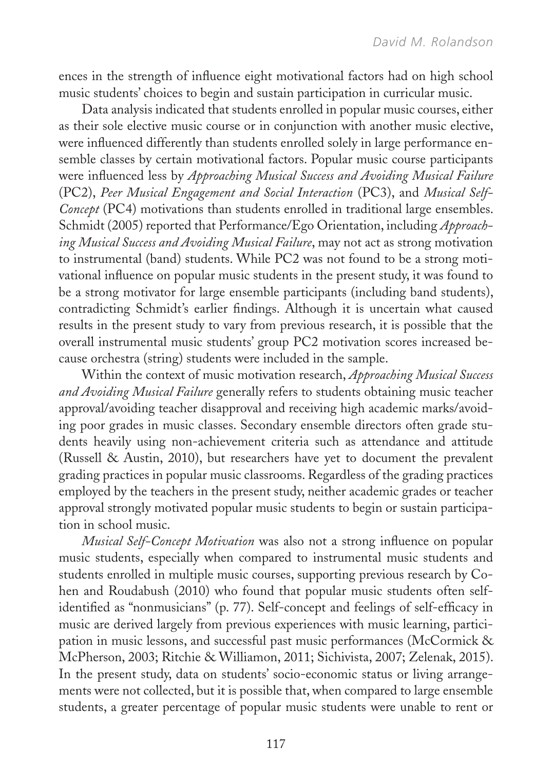ences in the strength of influence eight motivational factors had on high school music students' choices to begin and sustain participation in curricular music.

Data analysis indicated that students enrolled in popular music courses, either as their sole elective music course or in conjunction with another music elective, were influenced differently than students enrolled solely in large performance ensemble classes by certain motivational factors. Popular music course participants were influenced less by *Approaching Musical Success and Avoiding Musical Failure* (PC2), *Peer Musical Engagement and Social Interaction* (PC3), and *Musical Self-Concept* (PC4) motivations than students enrolled in traditional large ensembles. Schmidt (2005) reported that Performance/Ego Orientation, including *Approaching Musical Success and Avoiding Musical Failure*, may not act as strong motivation to instrumental (band) students. While PC2 was not found to be a strong motivational influence on popular music students in the present study, it was found to be a strong motivator for large ensemble participants (including band students), contradicting Schmidt's earlier findings. Although it is uncertain what caused results in the present study to vary from previous research, it is possible that the overall instrumental music students' group PC2 motivation scores increased because orchestra (string) students were included in the sample.

Within the context of music motivation research, *Approaching Musical Success and Avoiding Musical Failure* generally refers to students obtaining music teacher approval/avoiding teacher disapproval and receiving high academic marks/avoiding poor grades in music classes. Secondary ensemble directors often grade students heavily using non-achievement criteria such as attendance and attitude (Russell & Austin, 2010), but researchers have yet to document the prevalent grading practices in popular music classrooms. Regardless of the grading practices employed by the teachers in the present study, neither academic grades or teacher approval strongly motivated popular music students to begin or sustain participation in school music.

*Musical Self-Concept Motivation* was also not a strong influence on popular music students, especially when compared to instrumental music students and students enrolled in multiple music courses, supporting previous research by Cohen and Roudabush (2010) who found that popular music students often self-identified as "nonmusicians" (p. 77). Self-concept and feelings of self-efficacy in music are derived largely from previous experiences with music learning, participation in music lessons, and successful past music performances (McCormick & McPherson, 2003; Ritchie & Williamon, 2011; Sichivista, 2007; Zelenak, 2015). In the present study, data on students' socio-economic status or living arrangements were not collected, but it is possible that, when compared to large ensemble students, a greater percentage of popular music students were unable to rent or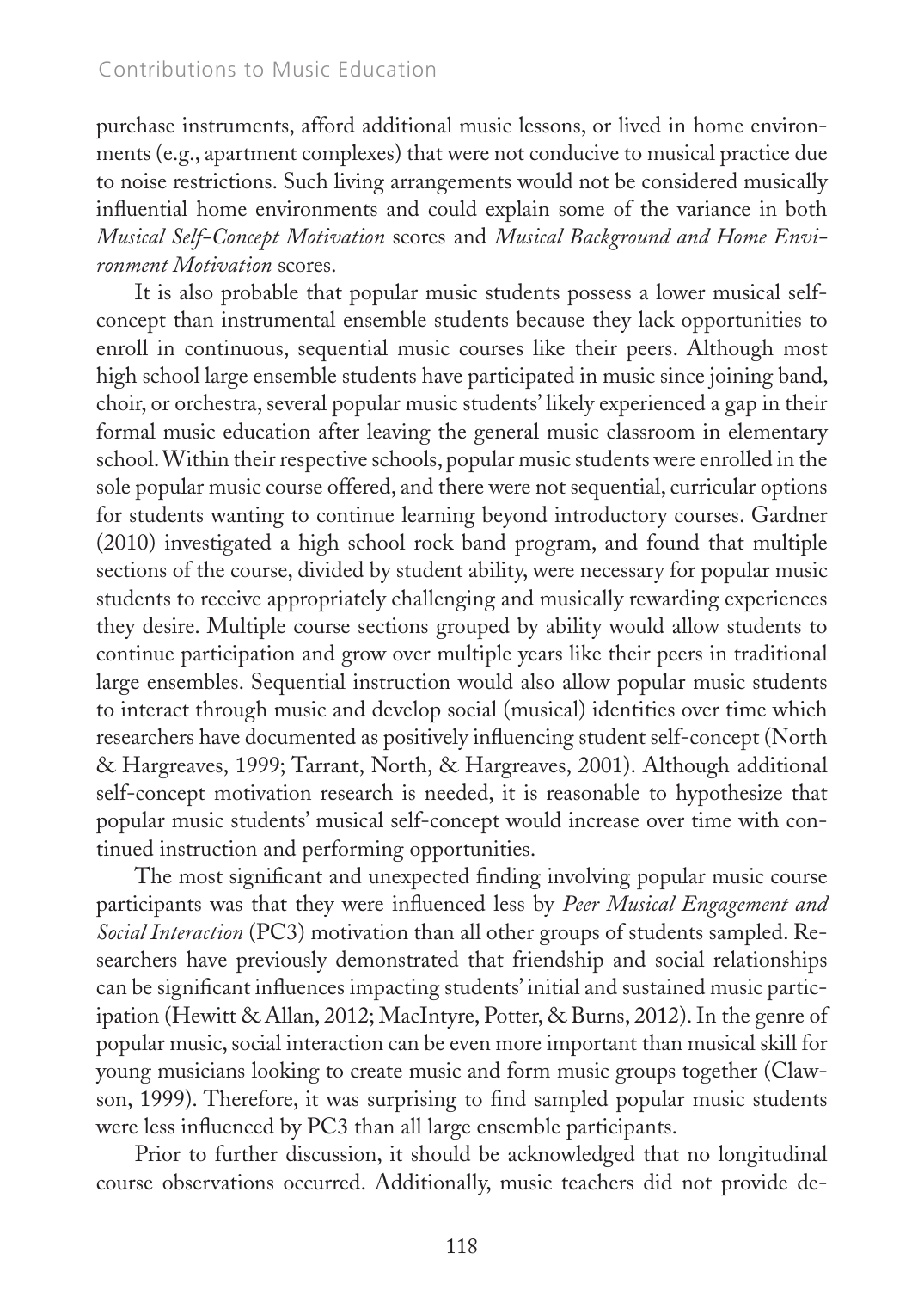purchase instruments, afford additional music lessons, or lived in home environments (e.g., apartment complexes) that were not conducive to musical practice due to noise restrictions. Such living arrangements would not be considered musically influential home environments and could explain some of the variance in both *Musical Self-Concept Motivation* scores and *Musical Background and Home Environment Motivation* scores.

It is also probable that popular music students possess a lower musical self-concept than instrumental ensemble students because they lack opportunities to enroll in continuous, sequential music courses like their peers. Although most high school large ensemble students have participated in music since joining band, choir, or orchestra, several popular music students' likely experienced a gap in their formal music education after leaving the general music classroom in elementary school. Within their respective schools, popular music students were enrolled in the sole popular music course offered, and there were not sequential, curricular options for students wanting to continue learning beyond introductory courses. Gardner (2010) investigated a high school rock band program, and found that multiple sections of the course, divided by student ability, were necessary for popular music students to receive appropriately challenging and musically rewarding experiences they desire. Multiple course sections grouped by ability would allow students to continue participation and grow over multiple years like their peers in traditional large ensembles. Sequential instruction would also allow popular music students to interact through music and develop social (musical) identities over time which researchers have documented as positively influencing student self-concept (North & Hargreaves, 1999; Tarrant, North, & Hargreaves, 2001). Although additional self-concept motivation research is needed, it is reasonable to hypothesize that popular music students' musical self-concept would increase over time with continued instruction and performing opportunities.

The most significant and unexpected finding involving popular music course participants was that they were influenced less by *Peer Musical Engagement and Social Interaction* (PC3) motivation than all other groups of students sampled. Researchers have previously demonstrated that friendship and social relationships can be significant influences impacting students' initial and sustained music participation (Hewitt & Allan, 2012; MacIntyre, Potter, & Burns, 2012). In the genre of popular music, social interaction can be even more important than musical skill for young musicians looking to create music and form music groups together (Clawson, 1999). Therefore, it was surprising to find sampled popular music students were less influenced by PC3 than all large ensemble participants.

Prior to further discussion, it should be acknowledged that no longitudinal course observations occurred. Additionally, music teachers did not provide de-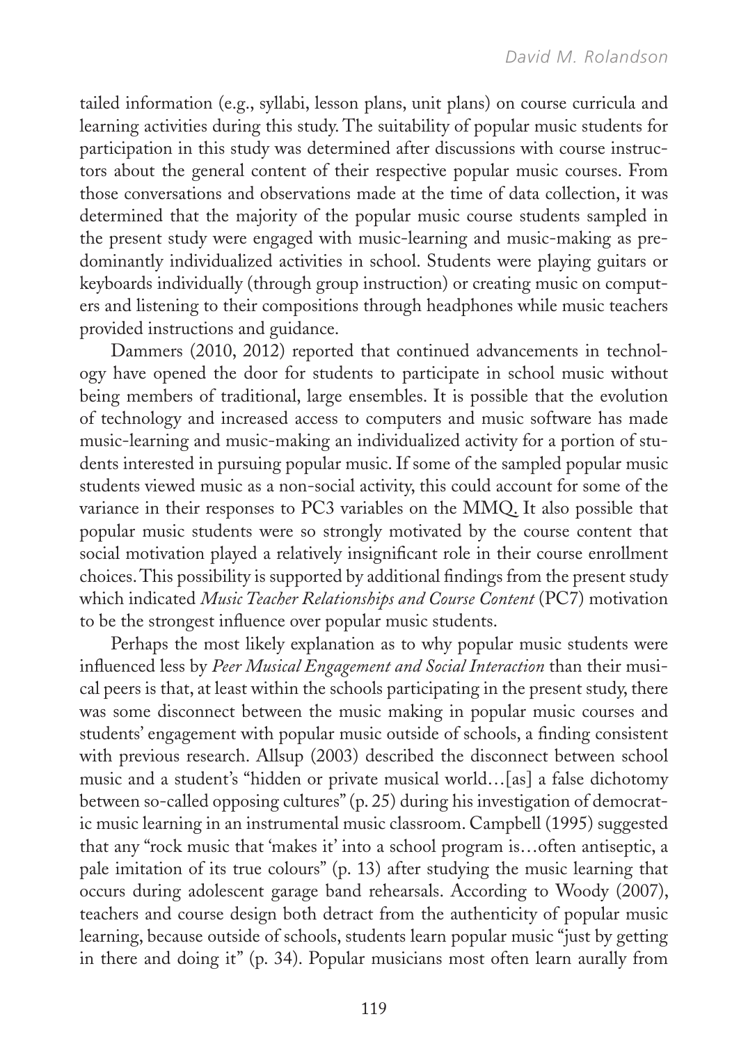tailed information (e.g., syllabi, lesson plans, unit plans) on course curricula and learning activities during this study. The suitability of popular music students for participation in this study was determined after discussions with course instructors about the general content of their respective popular music courses. From those conversations and observations made at the time of data collection, it was determined that the majority of the popular music course students sampled in the present study were engaged with music-learning and music-making as predominantly individualized activities in school. Students were playing guitars or keyboards individually (through group instruction) or creating music on computers and listening to their compositions through headphones while music teachers provided instructions and guidance.

Dammers (2010, 2012) reported that continued advancements in technology have opened the door for students to participate in school music without being members of traditional, large ensembles. It is possible that the evolution of technology and increased access to computers and music software has made music-learning and music-making an individualized activity for a portion of students interested in pursuing popular music. If some of the sampled popular music students viewed music as a non-social activity, this could account for some of the variance in their responses to PC3 variables on the MMQ. It also possible that popular music students were so strongly motivated by the course content that social motivation played a relatively insignificant role in their course enrollment choices. This possibility is supported by additional findings from the present study which indicated *Music Teacher Relationships and Course Content* (PC7) motivation to be the strongest influence over popular music students.

Perhaps the most likely explanation as to why popular music students were influenced less by *Peer Musical Engagement and Social Interaction* than their musical peers is that, at least within the schools participating in the present study, there was some disconnect between the music making in popular music courses and students' engagement with popular music outside of schools, a finding consistent with previous research. Allsup (2003) described the disconnect between school music and a student's "hidden or private musical world…[as] a false dichotomy between so-called opposing cultures" (p. 25) during his investigation of democratic music learning in an instrumental music classroom. Campbell (1995) suggested that any "rock music that 'makes it' into a school program is…often antiseptic, a pale imitation of its true colours" (p. 13) after studying the music learning that occurs during adolescent garage band rehearsals. According to Woody (2007), teachers and course design both detract from the authenticity of popular music learning, because outside of schools, students learn popular music "just by getting in there and doing it" (p. 34). Popular musicians most often learn aurally from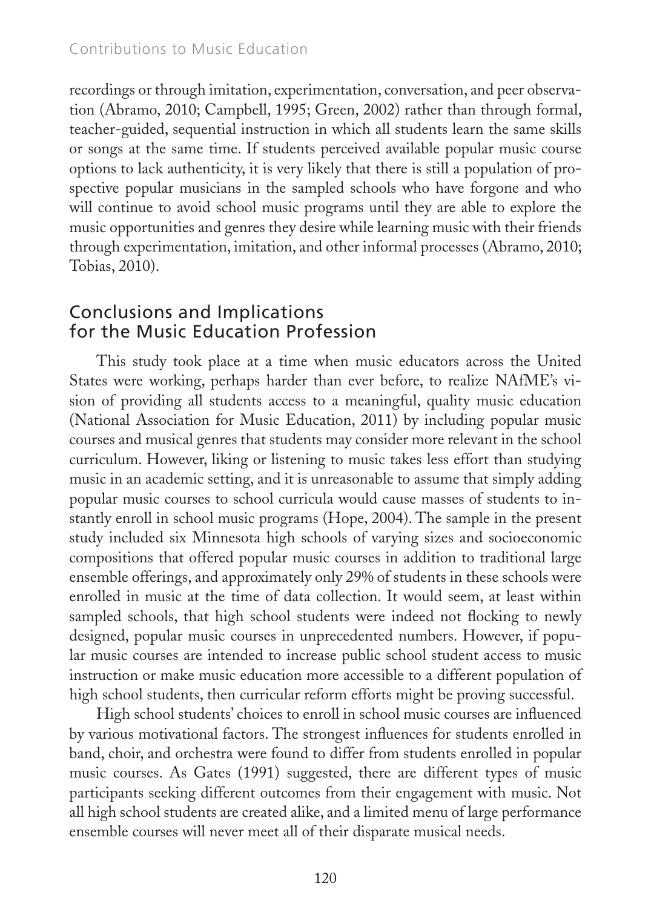recordings or through imitation, experimentation, conversation, and peer observation (Abramo, 2010; Campbell, 1995; Green, 2002) rather than through formal, teacher-guided, sequential instruction in which all students learn the same skills or songs at the same time. If students perceived available popular music course options to lack authenticity, it is very likely that there is still a population of prospective popular musicians in the sampled schools who have forgone and who will continue to avoid school music programs until they are able to explore the music opportunities and genres they desire while learning music with their friends through experimentation, imitation, and other informal processes (Abramo, 2010; Tobias, 2010).

## Conclusions and Implications for the Music Education Profession

This study took place at a time when music educators across the United States were working, perhaps harder than ever before, to realize NAfME's vision of providing all students access to a meaningful, quality music education (National Association for Music Education, 2011) by including popular music courses and musical genres that students may consider more relevant in the school curriculum. However, liking or listening to music takes less effort than studying music in an academic setting, and it is unreasonable to assume that simply adding popular music courses to school curricula would cause masses of students to instantly enroll in school music programs (Hope, 2004). The sample in the present study included six Minnesota high schools of varying sizes and socioeconomic compositions that offered popular music courses in addition to traditional large ensemble offerings, and approximately only 29% of students in these schools were enrolled in music at the time of data collection. It would seem, at least within sampled schools, that high school students were indeed not flocking to newly designed, popular music courses in unprecedented numbers. However, if popular music courses are intended to increase public school student access to music instruction or make music education more accessible to a different population of high school students, then curricular reform efforts might be proving successful.

High school students' choices to enroll in school music courses are influenced by various motivational factors. The strongest influences for students enrolled in band, choir, and orchestra were found to differ from students enrolled in popular music courses. As Gates (1991) suggested, there are different types of music participants seeking different outcomes from their engagement with music. Not all high school students are created alike, and a limited menu of large performance ensemble courses will never meet all of their disparate musical needs.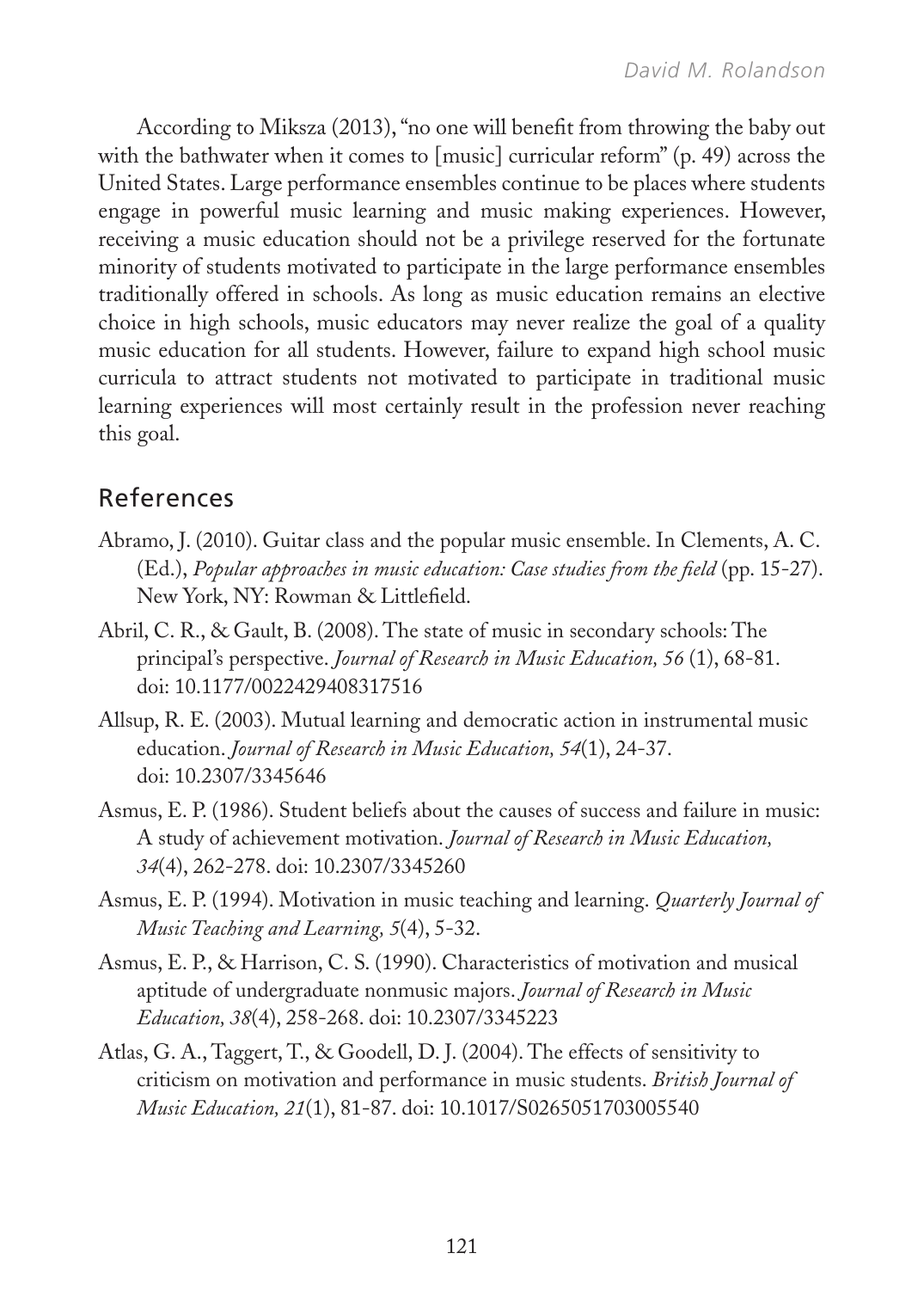According to Miksza (2013), "no one will benefit from throwing the baby out with the bathwater when it comes to [music] curricular reform" (p. 49) across the United States. Large performance ensembles continue to be places where students engage in powerful music learning and music making experiences. However, receiving a music education should not be a privilege reserved for the fortunate minority of students motivated to participate in the large performance ensembles traditionally offered in schools. As long as music education remains an elective choice in high schools, music educators may never realize the goal of a quality music education for all students. However, failure to expand high school music curricula to attract students not motivated to participate in traditional music learning experiences will most certainly result in the profession never reaching this goal.

## References

Abramo, J. (2010). Guitar class and the popular music ensemble. In Clements, A. C. (Ed.), *Popular approaches in music education: Case studies from the field* (pp. 15-27). New York, NY: Rowman & Littlefield.

Abril, C. R., & Gault, B. (2008). The state of music in secondary schools: The principal's perspective. *Journal of Research in Music Education, 56* (1), 68-81. doi: 10.1177/0022429408317516

Allsup, R. E. (2003). Mutual learning and democratic action in instrumental music education. *Journal of Research in Music Education, 54*(1), 24-37. doi: 10.2307/3345646

Asmus, E. P. (1986). Student beliefs about the causes of success and failure in music: A study of achievement motivation. *Journal of Research in Music Education, 34*(4), 262-278. doi: 10.2307/3345260

Asmus, E. P. (1994). Motivation in music teaching and learning. *Quarterly Journal of Music Teaching and Learning, 5*(4), 5-32.

Asmus, E. P., & Harrison, C. S. (1990). Characteristics of motivation and musical aptitude of undergraduate nonmusic majors. *Journal of Research in Music Education, 38*(4), 258-268. doi: 10.2307/3345223

Atlas, G. A., Taggert, T., & Goodell, D. J. (2004). The effects of sensitivity to criticism on motivation and performance in music students. *British Journal of Music Education, 21*(1), 81-87. doi: 10.1017/S0265051703005540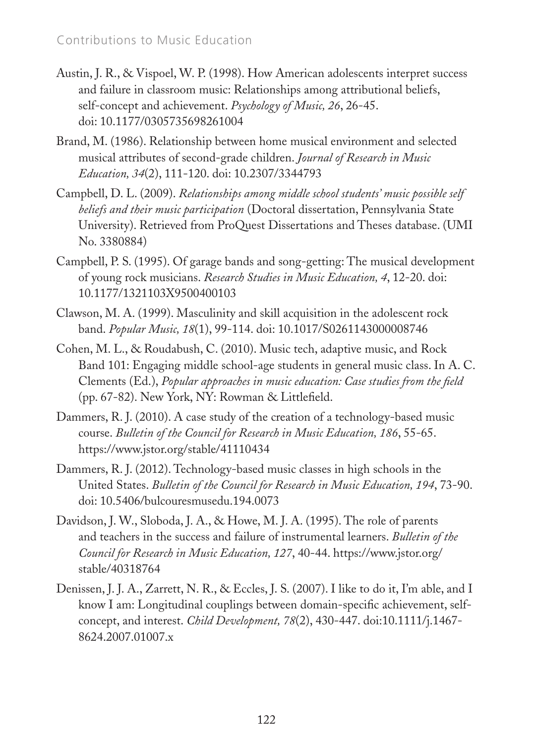Austin, J. R., & Vispoel, W. P. (1998). How American adolescents interpret success and failure in classroom music: Relationships among attributional beliefs, self-concept and achievement. *Psychology of Music, 26*, 26-45. doi: 10.1177/0305735698261004

Brand, M. (1986). Relationship between home musical environment and selected musical attributes of second-grade children. *Journal of Research in Music Education, 34*(2), 111-120. doi: 10.2307/3344793

Campbell, D. L. (2009). *Relationships among middle school students' music possible self beliefs and their music participation* (Doctoral dissertation, Pennsylvania State University). Retrieved from ProQuest Dissertations and Theses database. (UMI No. 3380884)

Campbell, P. S. (1995). Of garage bands and song-getting: The musical development of young rock musicians. *Research Studies in Music Education, 4*, 12-20. doi: 10.1177/1321103X9500400103

Clawson, M. A. (1999). Masculinity and skill acquisition in the adolescent rock band. *Popular Music, 18*(1), 99-114. doi: 10.1017/S0261143000008746

Cohen, M. L., & Roudabush, C. (2010). Music tech, adaptive music, and Rock Band 101: Engaging middle school-age students in general music class. In A. C. Clements (Ed.), *Popular approaches in music education: Case studies from the field* (pp. 67-82). New York, NY: Rowman & Littlefield.

Dammers, R. J. (2010). A case study of the creation of a technology-based music course. *Bulletin of the Council for Research in Music Education, 186*, 55-65. https://www.jstor.org/stable/41110434

Dammers, R. J. (2012). Technology-based music classes in high schools in the United States. *Bulletin of the Council for Research in Music Education, 194*, 73-90. doi: 10.5406/bulcouresmusedu.194.0073

Davidson, J. W., Sloboda, J. A., & Howe, M. J. A. (1995). The role of parents and teachers in the success and failure of instrumental learners. *Bulletin of the Council for Research in Music Education, 127*, 40-44. https://www.jstor.org/stable/40318764

Denissen, J. J. A., Zarrett, N. R., & Eccles, J. S. (2007). I like to do it, I'm able, and I know I am: Longitudinal couplings between domain-specific achievement, self-concept, and interest. *Child Development, 78*(2), 430-447. doi:10.1111/j.1467-8624.2007.01007.x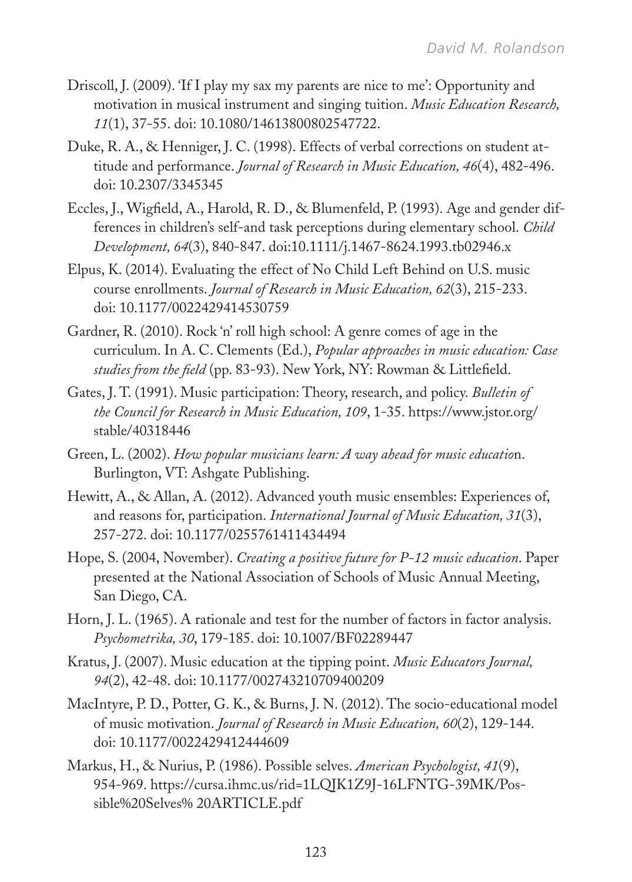Driscoll, J. (2009). 'If I play my sax my parents are nice to me': Opportunity and motivation in musical instrument and singing tuition. *Music Education Research, 11*(1), 37-55. doi: 10.1080/14613800802547722.

Duke, R. A., & Henniger, J. C. (1998). Effects of verbal corrections on student attitude and performance. *Journal of Research in Music Education, 46*(4), 482-496. doi: 10.2307/3345345

Eccles, J., Wigfield, A., Harold, R. D., & Blumenfeld, P. (1993). Age and gender differences in children's self-and task perceptions during elementary school. *Child Development, 64*(3), 840-847. doi:10.1111/j.1467-8624.1993.tb02946.x

Elpus, K. (2014). Evaluating the effect of No Child Left Behind on U.S. music course enrollments. *Journal of Research in Music Education, 62*(3), 215-233. doi: 10.1177/0022429414530759

Gardner, R. (2010). Rock 'n' roll high school: A genre comes of age in the curriculum. In A. C. Clements (Ed.), *Popular approaches in music education: Case studies from the field* (pp. 83-93). New York, NY: Rowman & Littlefield.

Gates, J. T. (1991). Music participation: Theory, research, and policy. *Bulletin of the Council for Research in Music Education, 109*, 1-35. https://www.jstor.org/stable/40318446

Green, L. (2002). *How popular musicians learn: A way ahead for music educatio*n. Burlington, VT: Ashgate Publishing.

Hewitt, A., & Allan, A. (2012). Advanced youth music ensembles: Experiences of, and reasons for, participation. *International Journal of Music Education, 31*(3), 257-272. doi: 10.1177/0255761411434494

Hope, S. (2004, November). *Creating a positive future for P-12 music education*. Paper presented at the National Association of Schools of Music Annual Meeting, San Diego, CA.

Horn, J. L. (1965). A rationale and test for the number of factors in factor analysis. *Psychometrika, 30*, 179-185. doi: 10.1007/BF02289447

Kratus, J. (2007). Music education at the tipping point. *Music Educators Journal, 94*(2), 42-48. doi: 10.1177/002743210709400209

MacIntyre, P. D., Potter, G. K., & Burns, J. N. (2012). The socio-educational model of music motivation. *Journal of Research in Music Education, 60*(2), 129-144. doi: 10.1177/0022429412444609

Markus, H., & Nurius, P. (1986). Possible selves. *American Psychologist, 41*(9), 954-969. https://cursa.ihmc.us/rid=1LQJK1Z9J-16LFNTG-39MK/Possible%20Selves% 20ARTICLE.pdf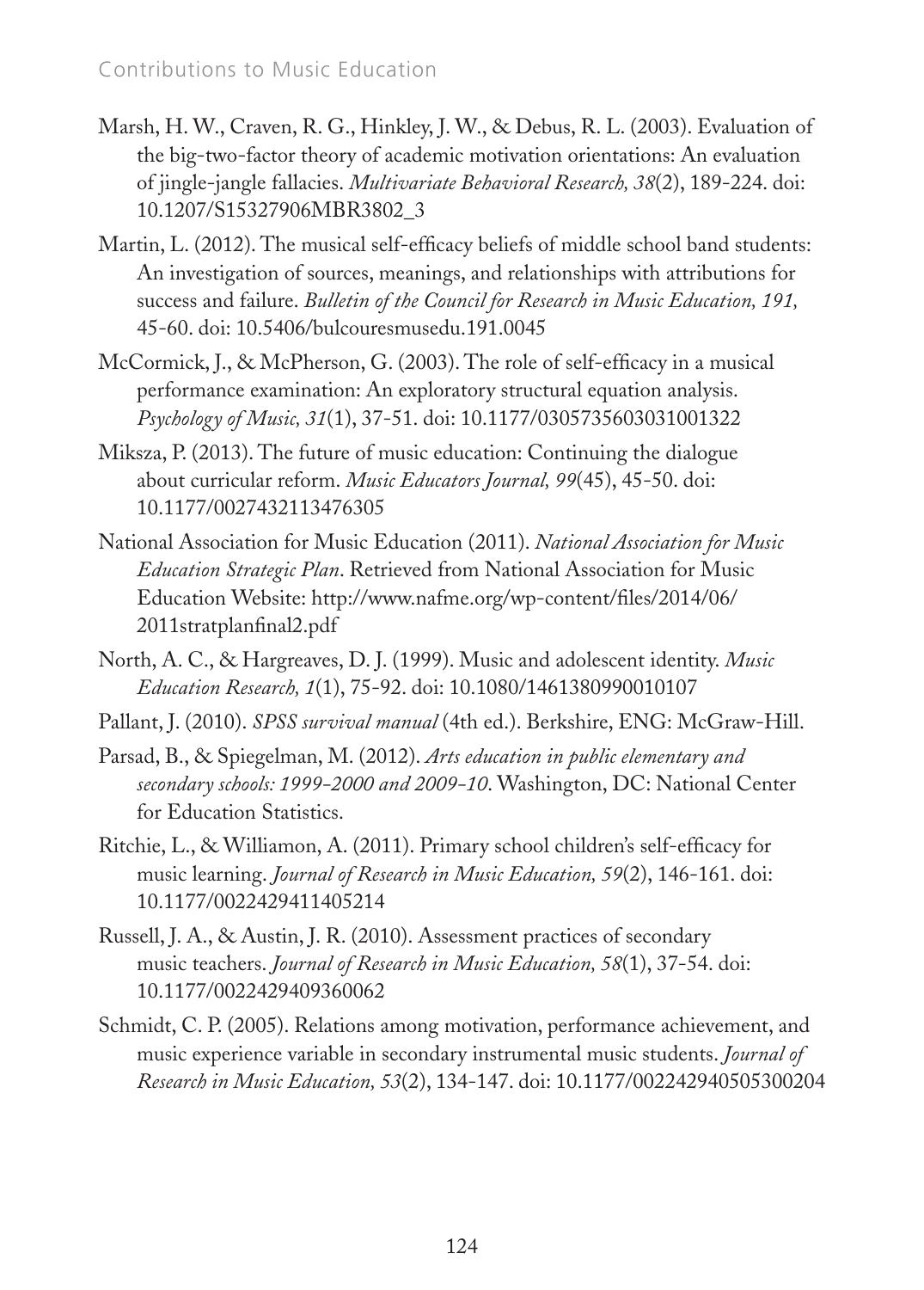Marsh, H. W., Craven, R. G., Hinkley, J. W., & Debus, R. L. (2003). Evaluation of the big-two-factor theory of academic motivation orientations: An evaluation of jingle-jangle fallacies. *Multivariate Behavioral Research, 38*(2), 189-224. doi: 10.1207/S15327906MBR3802_3

Martin, L. (2012). The musical self-efficacy beliefs of middle school band students: An investigation of sources, meanings, and relationships with attributions for success and failure. *Bulletin of the Council for Research in Music Education, 191,* 45-60. doi: 10.5406/bulcouresmusedu.191.0045

McCormick, J., & McPherson, G. (2003). The role of self-efficacy in a musical performance examination: An exploratory structural equation analysis. *Psychology of Music, 31*(1), 37-51. doi: 10.1177/0305735603031001322

Miksza, P. (2013). The future of music education: Continuing the dialogue about curricular reform. *Music Educators Journal, 99*(45), 45-50. doi: 10.1177/0027432113476305

National Association for Music Education (2011). *National Association for Music Education Strategic Plan*. Retrieved from National Association for Music Education Website: http://www.nafme.org/wp-content/files/2014/06/2011stratplanfinal2.pdf

North, A. C., & Hargreaves, D. J. (1999). Music and adolescent identity. *Music Education Research, 1*(1), 75-92. doi: 10.1080/1461380990010107

Pallant, J. (2010). *SPSS survival manual* (4th ed.). Berkshire, ENG: McGraw-Hill.

Parsad, B., & Spiegelman, M. (2012). *Arts education in public elementary and secondary schools: 1999-2000 and 2009-10*. Washington, DC: National Center for Education Statistics.

Ritchie, L., & Williamon, A. (2011). Primary school children's self-efficacy for music learning. *Journal of Research in Music Education, 59*(2), 146-161. doi: 10.1177/0022429411405214

Russell, J. A., & Austin, J. R. (2010). Assessment practices of secondary music teachers. *Journal of Research in Music Education, 58*(1), 37-54. doi: 10.1177/0022429409360062

Schmidt, C. P. (2005). Relations among motivation, performance achievement, and music experience variable in secondary instrumental music students. *Journal of Research in Music Education, 53*(2), 134-147. doi: 10.1177/002242940505300204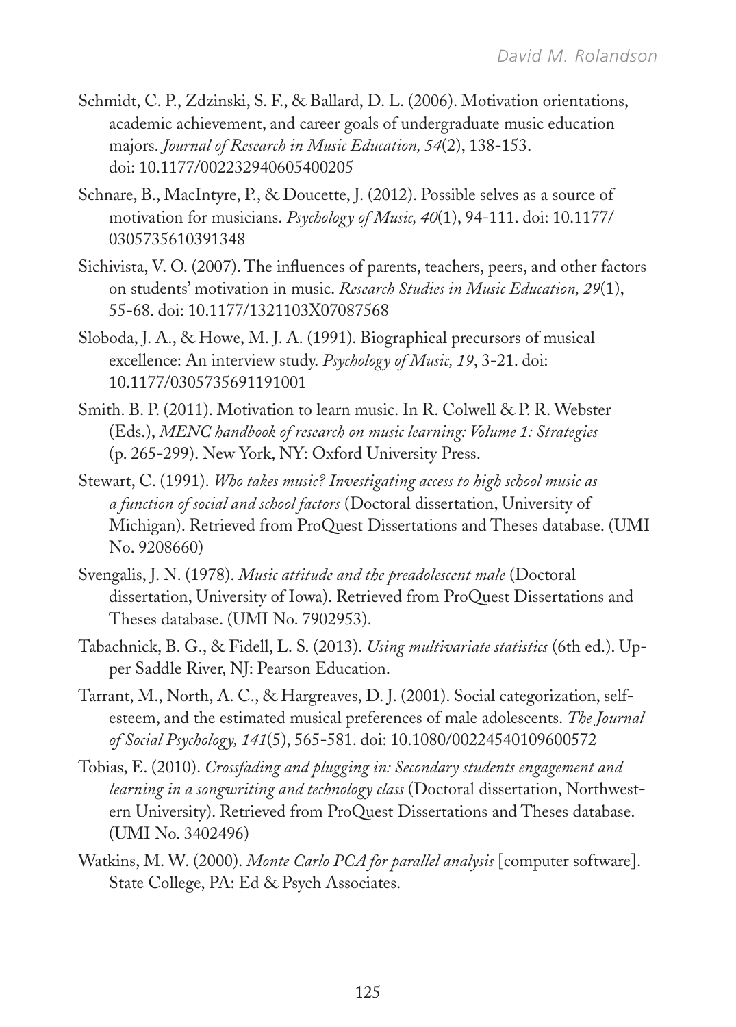Schmidt, C. P., Zdzinski, S. F., & Ballard, D. L. (2006). Motivation orientations, academic achievement, and career goals of undergraduate music education majors. *Journal of Research in Music Education, 54*(2), 138-153. doi: 10.1177/002232940605400205

Schnare, B., MacIntyre, P., & Doucette, J. (2012). Possible selves as a source of motivation for musicians. *Psychology of Music, 40*(1), 94-111. doi: 10.1177/0305735610391348

Sichivista, V. O. (2007). The influences of parents, teachers, peers, and other factors on students' motivation in music. *Research Studies in Music Education, 29*(1), 55-68. doi: 10.1177/1321103X07087568

Sloboda, J. A., & Howe, M. J. A. (1991). Biographical precursors of musical excellence: An interview study. *Psychology of Music, 19*, 3-21. doi: 10.1177/0305735691191001

Smith. B. P. (2011). Motivation to learn music. In R. Colwell & P. R. Webster (Eds.), *MENC handbook of research on music learning: Volume 1: Strategies* (p. 265-299). New York, NY: Oxford University Press.

Stewart, C. (1991). *Who takes music? Investigating access to high school music as a function of social and school factors* (Doctoral dissertation, University of Michigan). Retrieved from ProQuest Dissertations and Theses database. (UMI No. 9208660)

Svengalis, J. N. (1978). *Music attitude and the preadolescent male* (Doctoral dissertation, University of Iowa). Retrieved from ProQuest Dissertations and Theses database. (UMI No. 7902953).

Tabachnick, B. G., & Fidell, L. S. (2013). *Using multivariate statistics* (6th ed.). Upper Saddle River, NJ: Pearson Education.

Tarrant, M., North, A. C., & Hargreaves, D. J. (2001). Social categorization, self-esteem, and the estimated musical preferences of male adolescents. *The Journal of Social Psychology, 141*(5), 565-581. doi: 10.1080/00224540109600572

Tobias, E. (2010). *Crossfading and plugging in: Secondary students engagement and learning in a songwriting and technology class* (Doctoral dissertation, Northwestern University). Retrieved from ProQuest Dissertations and Theses database. (UMI No. 3402496)

Watkins, M. W. (2000). *Monte Carlo PCA for parallel analysis* [computer software]. State College, PA: Ed & Psych Associates.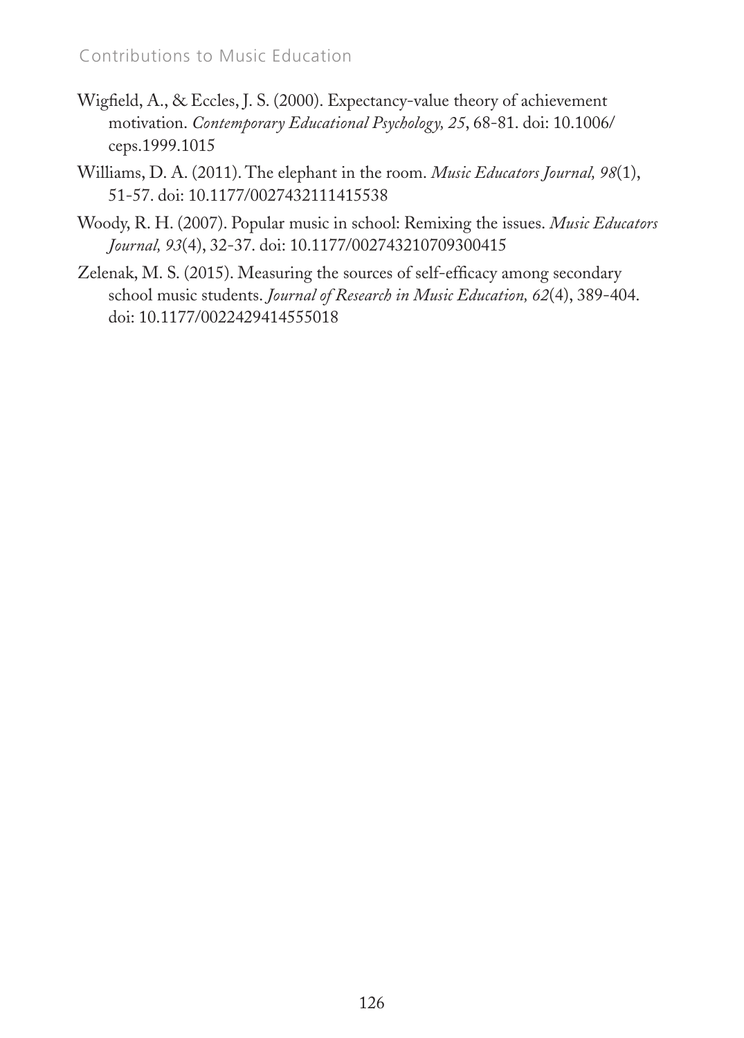Wigfield, A., & Eccles, J. S. (2000). Expectancy-value theory of achievement motivation. *Contemporary Educational Psychology, 25*, 68-81. doi: 10.1006/ceps.1999.1015

Williams, D. A. (2011). The elephant in the room. *Music Educators Journal, 98*(1), 51-57. doi: 10.1177/0027432111415538

Woody, R. H. (2007). Popular music in school: Remixing the issues. *Music Educators Journal, 93*(4), 32-37. doi: 10.1177/002743210709300415

Zelenak, M. S. (2015). Measuring the sources of self-efficacy among secondary school music students. *Journal of Research in Music Education, 62*(4), 389-404. doi: 10.1177/0022429414555018